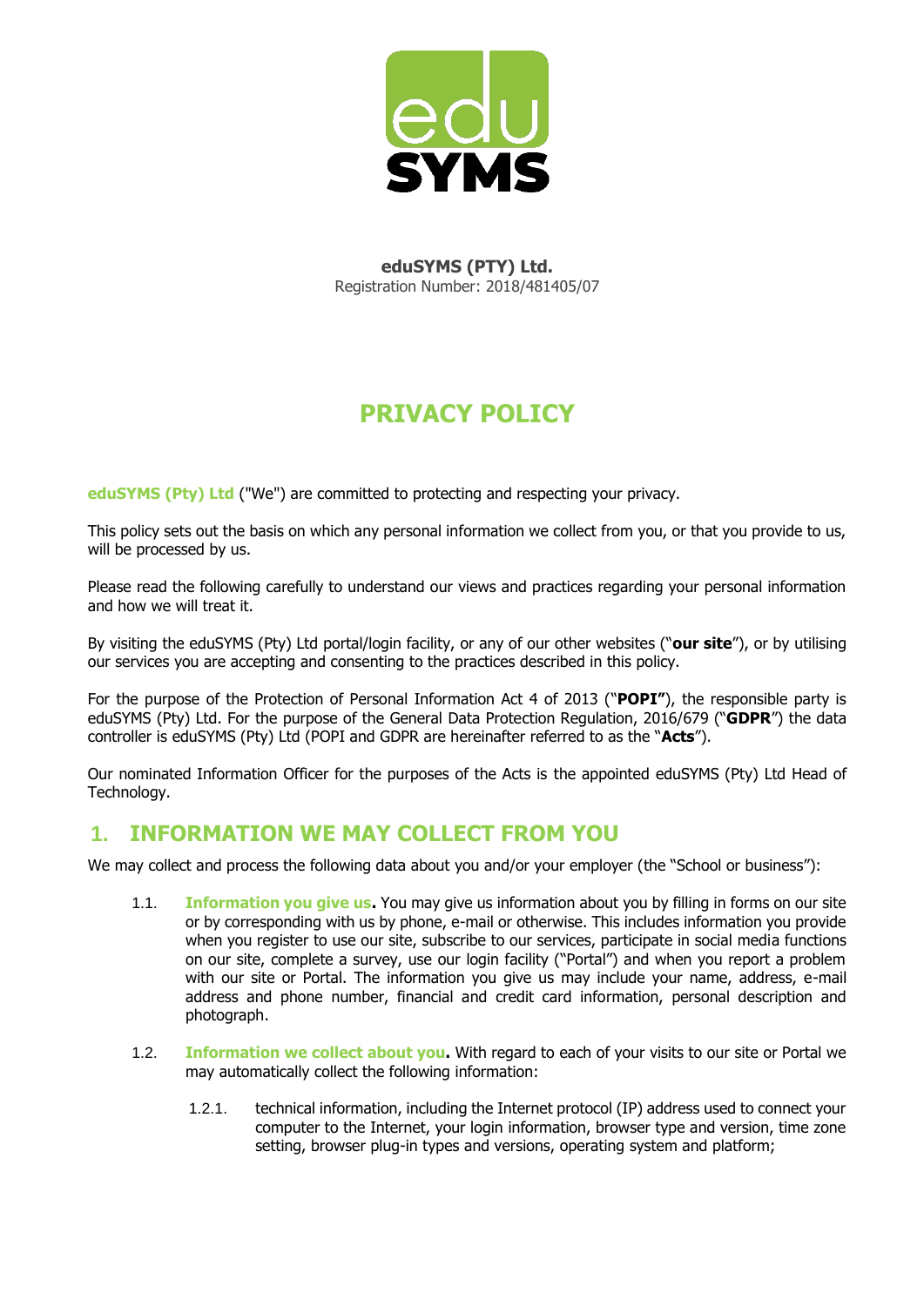**eduSYMS (PTY) Ltd.**
Registration Number: 2018/481405/07

# PRIVACY POLICY

**eduSYMS (Pty) Ltd** ("We") are committed to protecting and respecting your privacy.

This policy sets out the basis on which any personal information we collect from you, or that you provide to us, will be processed by us.

Please read the following carefully to understand our views and practices regarding your personal information and how we will treat it.

By visiting the eduSYMS (Pty) Ltd portal/login facility, or any of our other websites ("**our site**"), or by utilising our services you are accepting and consenting to the practices described in this policy.

For the purpose of the Protection of Personal Information Act 4 of 2013 ("**POPI**"), the responsible party is eduSYMS (Pty) Ltd. For the purpose of the General Data Protection Regulation, 2016/679 ("**GDPR**") the data controller is eduSYMS (Pty) Ltd (POPI and GDPR are hereinafter referred to as the "**Acts**").

Our nominated Information Officer for the purposes of the Acts is the appointed eduSYMS (Pty) Ltd Head of Technology.

## 1. INFORMATION WE MAY COLLECT FROM YOU

We may collect and process the following data about you and/or your employer (the "School or business"):

1.1. **Information you give us.** You may give us information about you by filling in forms on our site or by corresponding with us by phone, e-mail or otherwise. This includes information you provide when you register to use our site, subscribe to our services, participate in social media functions on our site, complete a survey, use our login facility ("Portal") and when you report a problem with our site or Portal. The information you give us may include your name, address, e-mail address and phone number, financial and credit card information, personal description and photograph.

1.2. **Information we collect about you.** With regard to each of your visits to our site or Portal we may automatically collect the following information:

1.2.1. technical information, including the Internet protocol (IP) address used to connect your computer to the Internet, your login information, browser type and version, time zone setting, browser plug-in types and versions, operating system and platform;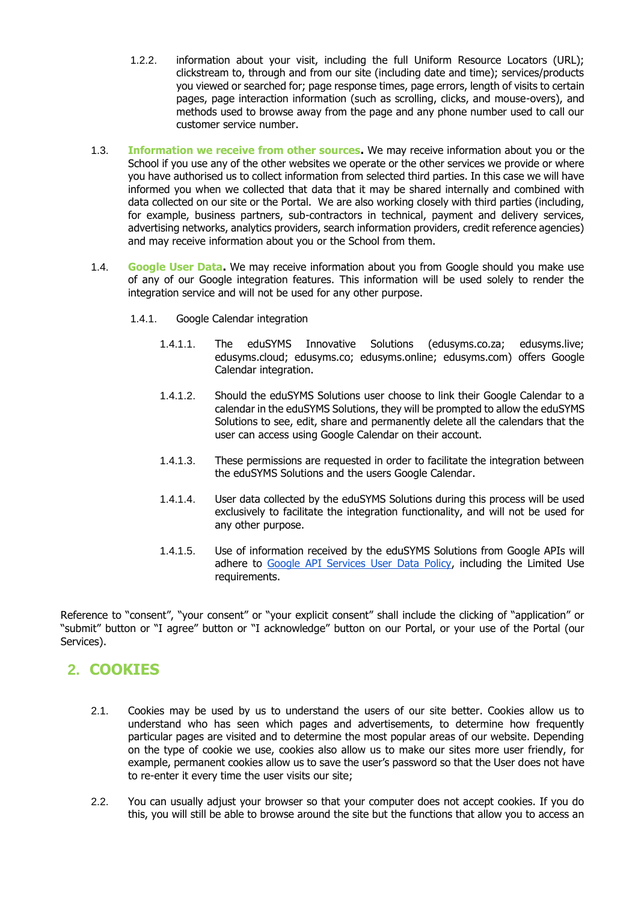1.2.2. information about your visit, including the full Uniform Resource Locators (URL); clickstream to, through and from our site (including date and time); services/products you viewed or searched for; page response times, page errors, length of visits to certain pages, page interaction information (such as scrolling, clicks, and mouse-overs), and methods used to browse away from the page and any phone number used to call our customer service number.

1.3. **Information we receive from other sources.** We may receive information about you or the School if you use any of the other websites we operate or the other services we provide or where you have authorised us to collect information from selected third parties. In this case we will have informed you when we collected that data that it may be shared internally and combined with data collected on our site or the Portal. We are also working closely with third parties (including, for example, business partners, sub-contractors in technical, payment and delivery services, advertising networks, analytics providers, search information providers, credit reference agencies) and may receive information about you or the School from them.

1.4. **Google User Data.** We may receive information about you from Google should you make use of any of our Google integration features. This information will be used solely to render the integration service and will not be used for any other purpose.

1.4.1. Google Calendar integration

1.4.1.1. The eduSYMS Innovative Solutions (edusyms.co.za; edusyms.live; edusyms.cloud; edusyms.co; edusyms.online; edusyms.com) offers Google Calendar integration.

1.4.1.2. Should the eduSYMS Solutions user choose to link their Google Calendar to a calendar in the eduSYMS Solutions, they will be prompted to allow the eduSYMS Solutions to see, edit, share and permanently delete all the calendars that the user can access using Google Calendar on their account.

1.4.1.3. These permissions are requested in order to facilitate the integration between the eduSYMS Solutions and the users Google Calendar.

1.4.1.4. User data collected by the eduSYMS Solutions during this process will be used exclusively to facilitate the integration functionality, and will not be used for any other purpose.

1.4.1.5. Use of information received by the eduSYMS Solutions from Google APIs will adhere to Google API Services User Data Policy, including the Limited Use requirements.

Reference to "consent", "your consent" or "your explicit consent" shall include the clicking of "application" or "submit" button or "I agree" button or "I acknowledge" button on our Portal, or your use of the Portal (our Services).

## 2. COOKIES

2.1. Cookies may be used by us to understand the users of our site better. Cookies allow us to understand who has seen which pages and advertisements, to determine how frequently particular pages are visited and to determine the most popular areas of our website. Depending on the type of cookie we use, cookies also allow us to make our sites more user friendly, for example, permanent cookies allow us to save the user's password so that the User does not have to re-enter it every time the user visits our site;

2.2. You can usually adjust your browser so that your computer does not accept cookies. If you do this, you will still be able to browse around the site but the functions that allow you to access an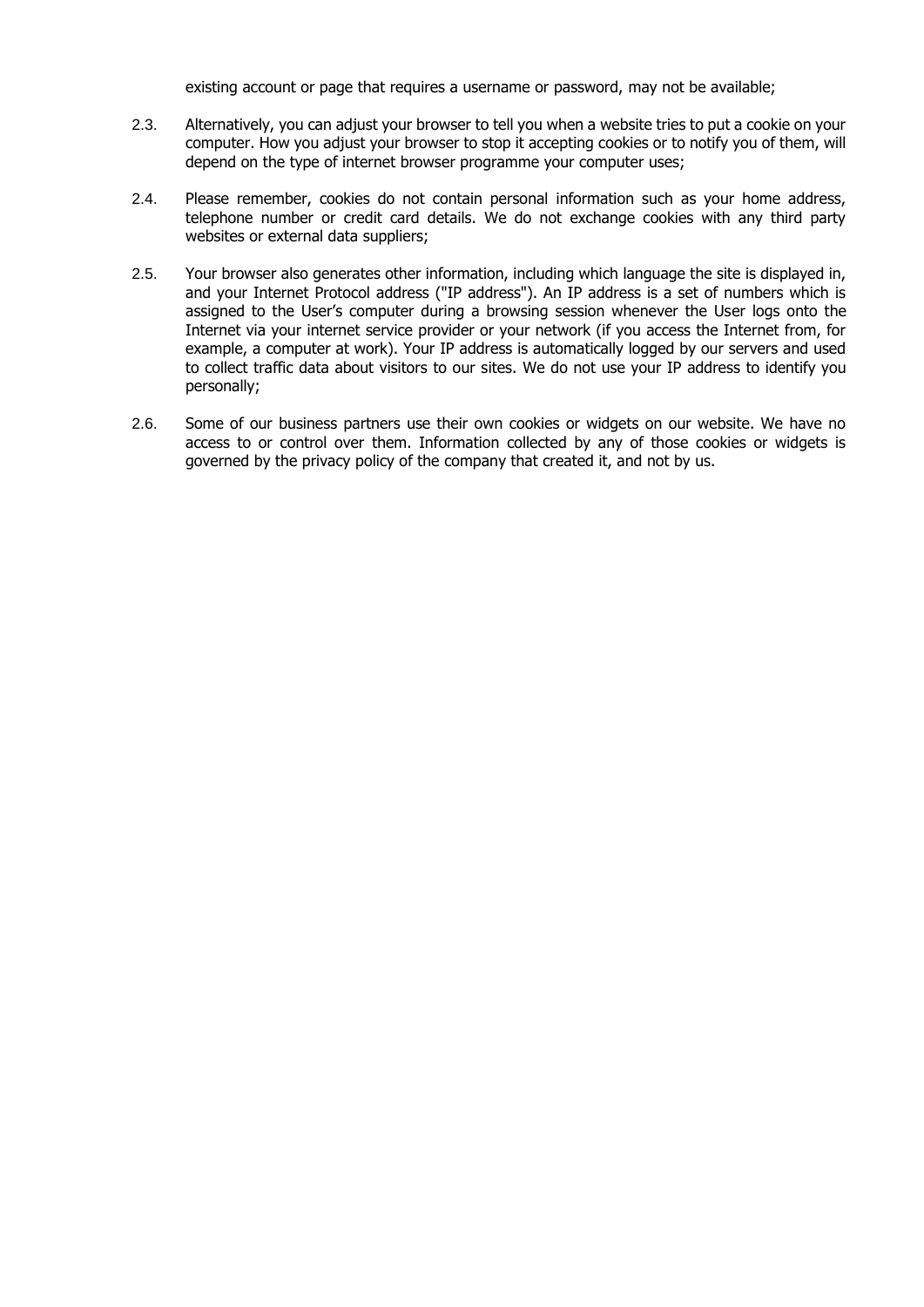existing account or page that requires a username or password, may not be available;

2.3. Alternatively, you can adjust your browser to tell you when a website tries to put a cookie on your computer. How you adjust your browser to stop it accepting cookies or to notify you of them, will depend on the type of internet browser programme your computer uses;

2.4. Please remember, cookies do not contain personal information such as your home address, telephone number or credit card details. We do not exchange cookies with any third party websites or external data suppliers;

2.5. Your browser also generates other information, including which language the site is displayed in, and your Internet Protocol address ("IP address"). An IP address is a set of numbers which is assigned to the User's computer during a browsing session whenever the User logs onto the Internet via your internet service provider or your network (if you access the Internet from, for example, a computer at work). Your IP address is automatically logged by our servers and used to collect traffic data about visitors to our sites. We do not use your IP address to identify you personally;

2.6. Some of our business partners use their own cookies or widgets on our website. We have no access to or control over them. Information collected by any of those cookies or widgets is governed by the privacy policy of the company that created it, and not by us.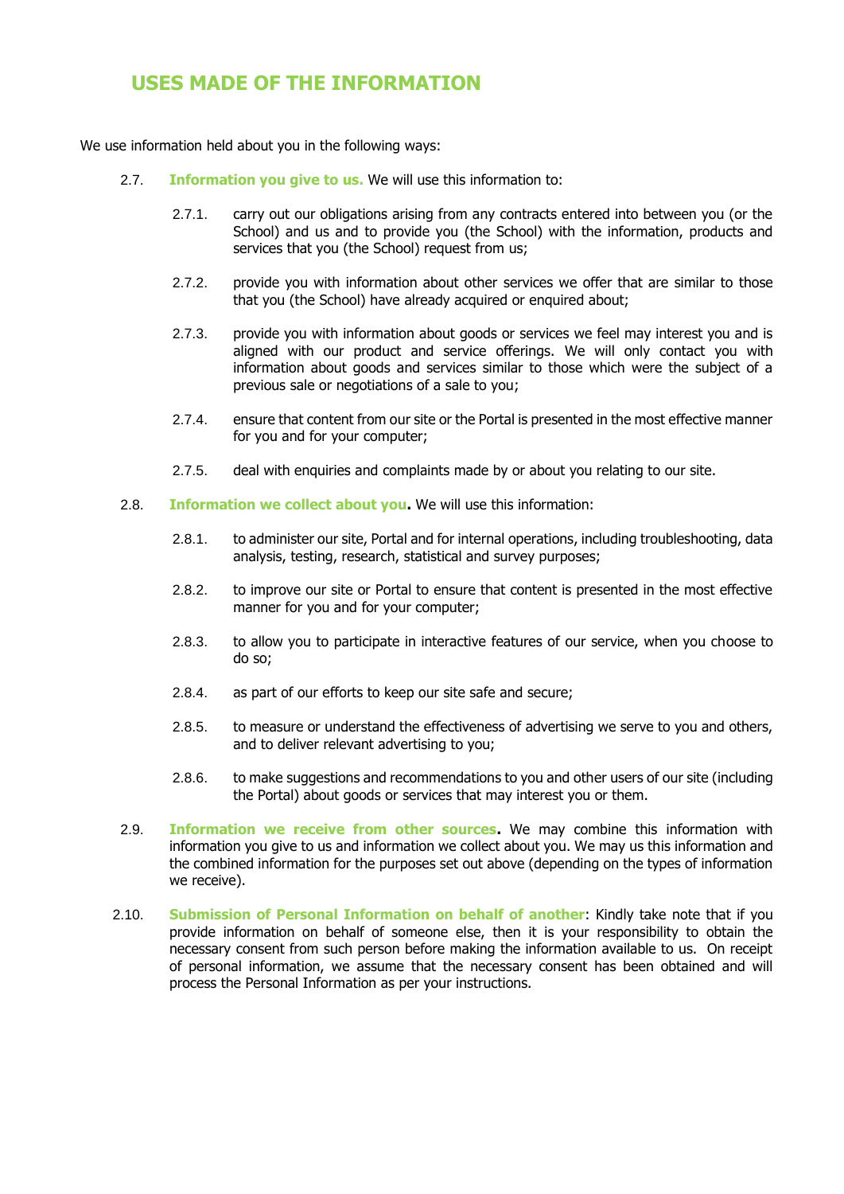## USES MADE OF THE INFORMATION

We use information held about you in the following ways:

2.7. **Information you give to us.** We will use this information to:

- 2.7.1. carry out our obligations arising from any contracts entered into between you (or the School) and us and to provide you (the School) with the information, products and services that you (the School) request from us;
- 2.7.2. provide you with information about other services we offer that are similar to those that you (the School) have already acquired or enquired about;
- 2.7.3. provide you with information about goods or services we feel may interest you and is aligned with our product and service offerings. We will only contact you with information about goods and services similar to those which were the subject of a previous sale or negotiations of a sale to you;
- 2.7.4. ensure that content from our site or the Portal is presented in the most effective manner for you and for your computer;
- 2.7.5. deal with enquiries and complaints made by or about you relating to our site.

2.8. **Information we collect about you.** We will use this information:

- 2.8.1. to administer our site, Portal and for internal operations, including troubleshooting, data analysis, testing, research, statistical and survey purposes;
- 2.8.2. to improve our site or Portal to ensure that content is presented in the most effective manner for you and for your computer;
- 2.8.3. to allow you to participate in interactive features of our service, when you choose to do so;
- 2.8.4. as part of our efforts to keep our site safe and secure;
- 2.8.5. to measure or understand the effectiveness of advertising we serve to you and others, and to deliver relevant advertising to you;
- 2.8.6. to make suggestions and recommendations to you and other users of our site (including the Portal) about goods or services that may interest you or them.

2.9. **Information we receive from other sources.** We may combine this information with information you give to us and information we collect about you. We may us this information and the combined information for the purposes set out above (depending on the types of information we receive).

2.10. **Submission of Personal Information on behalf of another**: Kindly take note that if you provide information on behalf of someone else, then it is your responsibility to obtain the necessary consent from such person before making the information available to us. On receipt of personal information, we assume that the necessary consent has been obtained and will process the Personal Information as per your instructions.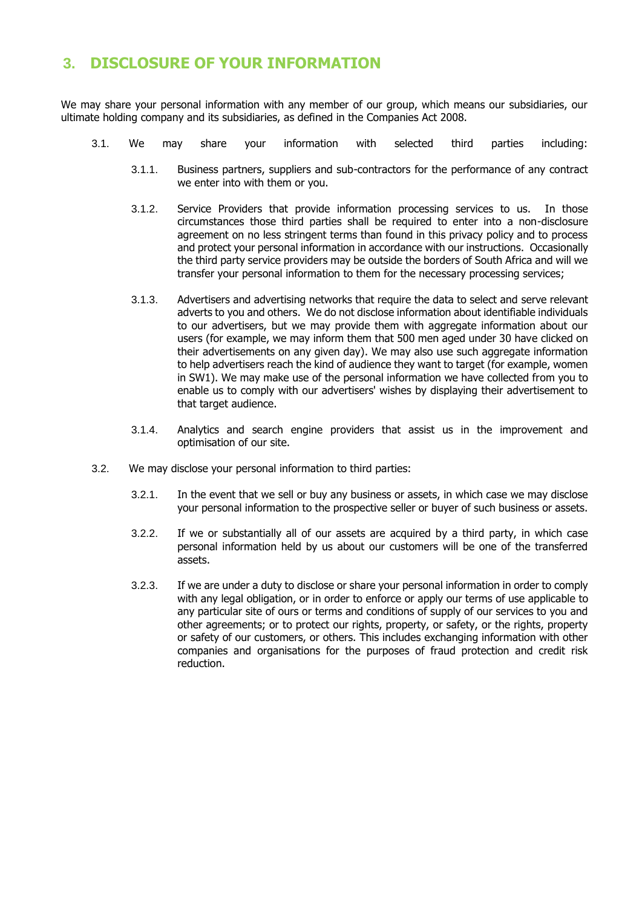## 3. DISCLOSURE OF YOUR INFORMATION

We may share your personal information with any member of our group, which means our subsidiaries, our ultimate holding company and its subsidiaries, as defined in the Companies Act 2008.

3.1. We may share your information with selected third parties including:

3.1.1. Business partners, suppliers and sub-contractors for the performance of any contract we enter into with them or you.

3.1.2. Service Providers that provide information processing services to us. In those circumstances those third parties shall be required to enter into a non-disclosure agreement on no less stringent terms than found in this privacy policy and to process and protect your personal information in accordance with our instructions. Occasionally the third party service providers may be outside the borders of South Africa and will we transfer your personal information to them for the necessary processing services;

3.1.3. Advertisers and advertising networks that require the data to select and serve relevant adverts to you and others. We do not disclose information about identifiable individuals to our advertisers, but we may provide them with aggregate information about our users (for example, we may inform them that 500 men aged under 30 have clicked on their advertisements on any given day). We may also use such aggregate information to help advertisers reach the kind of audience they want to target (for example, women in SW1). We may make use of the personal information we have collected from you to enable us to comply with our advertisers' wishes by displaying their advertisement to that target audience.

3.1.4. Analytics and search engine providers that assist us in the improvement and optimisation of our site.

3.2. We may disclose your personal information to third parties:

3.2.1. In the event that we sell or buy any business or assets, in which case we may disclose your personal information to the prospective seller or buyer of such business or assets.

3.2.2. If we or substantially all of our assets are acquired by a third party, in which case personal information held by us about our customers will be one of the transferred assets.

3.2.3. If we are under a duty to disclose or share your personal information in order to comply with any legal obligation, or in order to enforce or apply our terms of use applicable to any particular site of ours or terms and conditions of supply of our services to you and other agreements; or to protect our rights, property, or safety, or the rights, property or safety of our customers, or others. This includes exchanging information with other companies and organisations for the purposes of fraud protection and credit risk reduction.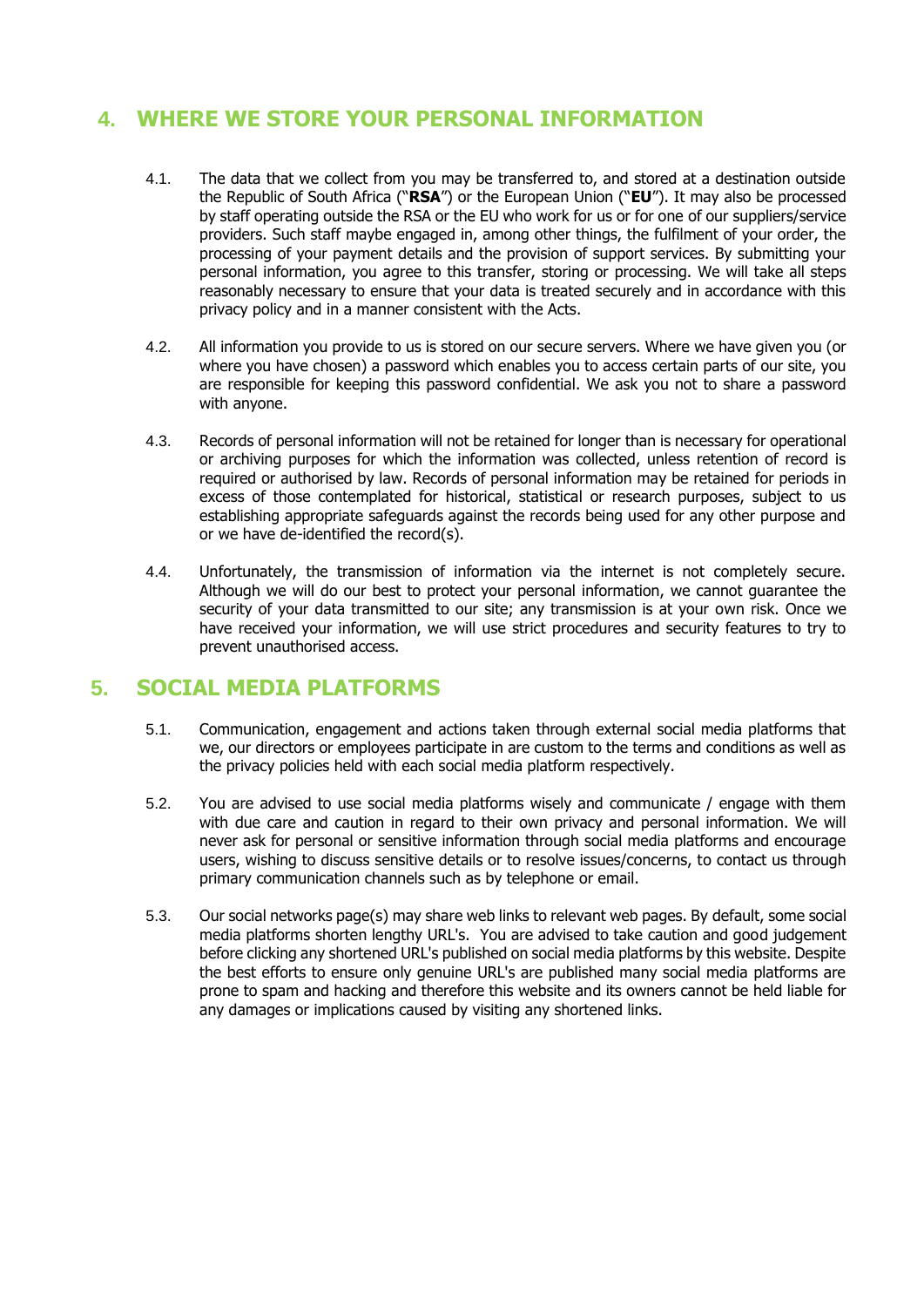## 4. WHERE WE STORE YOUR PERSONAL INFORMATION

4.1. The data that we collect from you may be transferred to, and stored at a destination outside the Republic of South Africa ("**RSA**") or the European Union ("**EU**"). It may also be processed by staff operating outside the RSA or the EU who work for us or for one of our suppliers/service providers. Such staff maybe engaged in, among other things, the fulfilment of your order, the processing of your payment details and the provision of support services. By submitting your personal information, you agree to this transfer, storing or processing. We will take all steps reasonably necessary to ensure that your data is treated securely and in accordance with this privacy policy and in a manner consistent with the Acts.

4.2. All information you provide to us is stored on our secure servers. Where we have given you (or where you have chosen) a password which enables you to access certain parts of our site, you are responsible for keeping this password confidential. We ask you not to share a password with anyone.

4.3. Records of personal information will not be retained for longer than is necessary for operational or archiving purposes for which the information was collected, unless retention of record is required or authorised by law. Records of personal information may be retained for periods in excess of those contemplated for historical, statistical or research purposes, subject to us establishing appropriate safeguards against the records being used for any other purpose and or we have de-identified the record(s).

4.4. Unfortunately, the transmission of information via the internet is not completely secure. Although we will do our best to protect your personal information, we cannot guarantee the security of your data transmitted to our site; any transmission is at your own risk. Once we have received your information, we will use strict procedures and security features to try to prevent unauthorised access.

## 5. SOCIAL MEDIA PLATFORMS

5.1. Communication, engagement and actions taken through external social media platforms that we, our directors or employees participate in are custom to the terms and conditions as well as the privacy policies held with each social media platform respectively.

5.2. You are advised to use social media platforms wisely and communicate / engage with them with due care and caution in regard to their own privacy and personal information. We will never ask for personal or sensitive information through social media platforms and encourage users, wishing to discuss sensitive details or to resolve issues/concerns, to contact us through primary communication channels such as by telephone or email.

5.3. Our social networks page(s) may share web links to relevant web pages. By default, some social media platforms shorten lengthy URL's. You are advised to take caution and good judgement before clicking any shortened URL's published on social media platforms by this website. Despite the best efforts to ensure only genuine URL's are published many social media platforms are prone to spam and hacking and therefore this website and its owners cannot be held liable for any damages or implications caused by visiting any shortened links.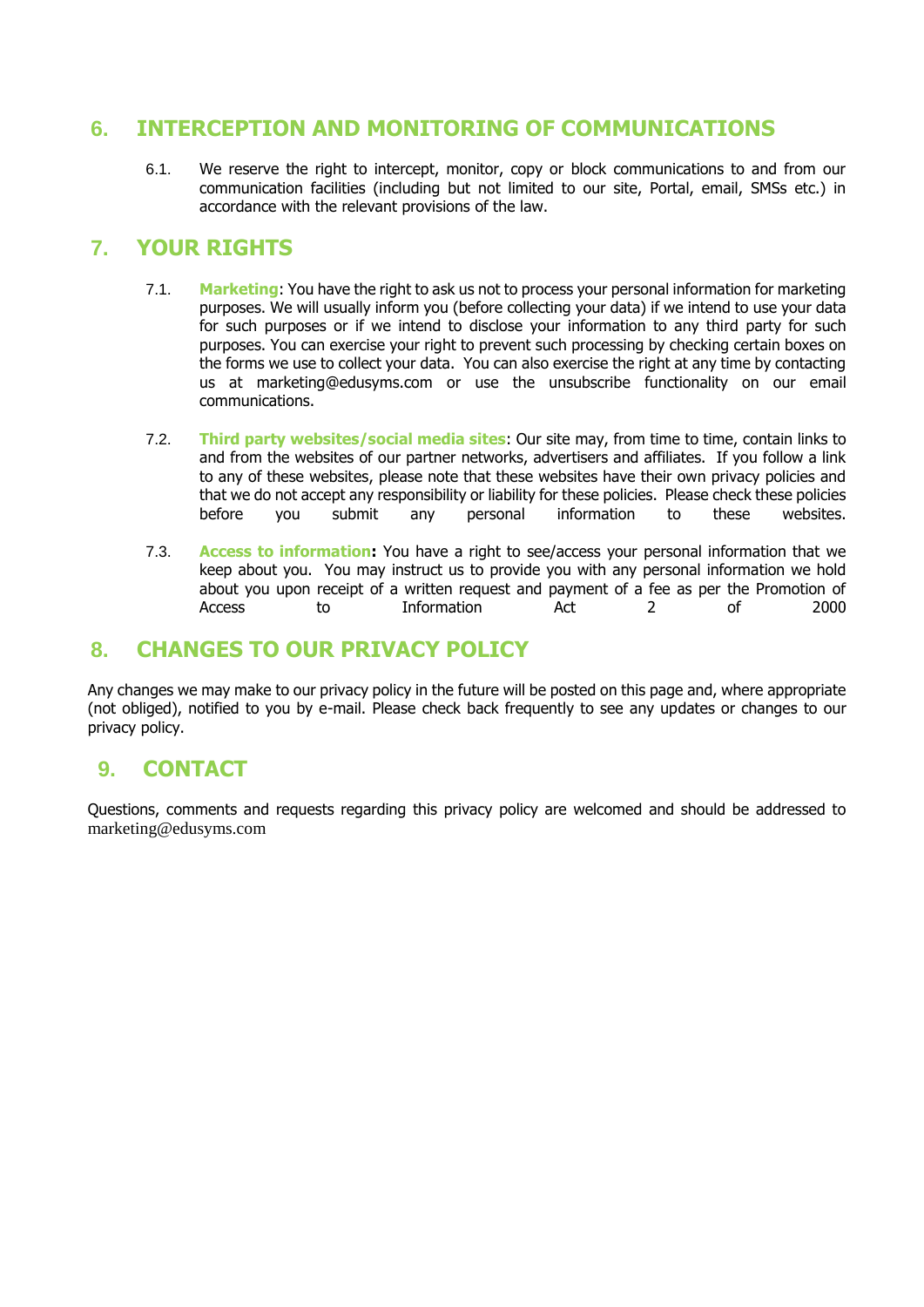## 6. INTERCEPTION AND MONITORING OF COMMUNICATIONS

6.1. We reserve the right to intercept, monitor, copy or block communications to and from our communication facilities (including but not limited to our site, Portal, email, SMSs etc.) in accordance with the relevant provisions of the law.

## 7. YOUR RIGHTS

7.1. **Marketing**: You have the right to ask us not to process your personal information for marketing purposes. We will usually inform you (before collecting your data) if we intend to use your data for such purposes or if we intend to disclose your information to any third party for such purposes. You can exercise your right to prevent such processing by checking certain boxes on the forms we use to collect your data. You can also exercise the right at any time by contacting us at marketing@edusyms.com or use the unsubscribe functionality on our email communications.

7.2. **Third party websites/social media sites**: Our site may, from time to time, contain links to and from the websites of our partner networks, advertisers and affiliates. If you follow a link to any of these websites, please note that these websites have their own privacy policies and that we do not accept any responsibility or liability for these policies. Please check these policies before you submit any personal information to these websites.

7.3. **Access to information:** You have a right to see/access your personal information that we keep about you. You may instruct us to provide you with any personal information we hold about you upon receipt of a written request and payment of a fee as per the Promotion of Access to Information Act 2 of 2000

## 8. CHANGES TO OUR PRIVACY POLICY

Any changes we may make to our privacy policy in the future will be posted on this page and, where appropriate (not obliged), notified to you by e-mail. Please check back frequently to see any updates or changes to our privacy policy.

## 9. CONTACT

Questions, comments and requests regarding this privacy policy are welcomed and should be addressed to marketing@edusyms.com